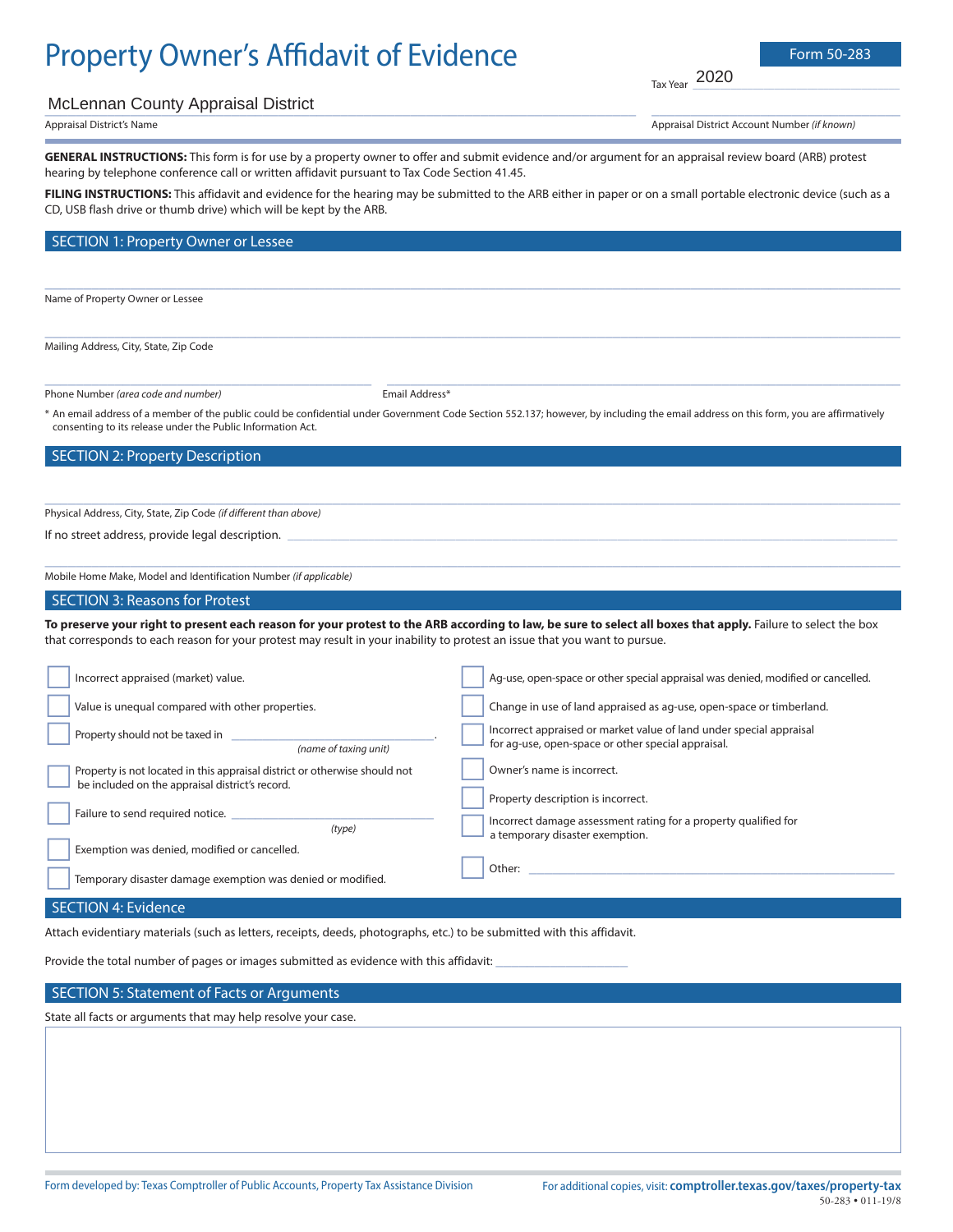# Property Owner's Affidavit of Evidence

Form 50-283

Tax Year 2020

McLennan County Appraisal District

Appraisal District's Name

Appraisal District Account Number *(if known)*

**GENERAL INSTRUCTIONS:** This form is for use by a property owner to offer and submit evidence and/or argument for an appraisal review board (ARB) protest hearing by telephone conference call or written affidavit pursuant to Tax Code Section 41.45.

**FILING INSTRUCTIONS:** This affidavit and evidence for the hearing may be submitted to the ARB either in paper or on a small portable electronic device (such as a CD, USB flash drive or thumb drive) which will be kept by the ARB.

## SECTION 1: Property Owner or Lessee

Name of Property Owner or Lessee

Mailing Address, City, State, Zip Code

Phone Number *(area code and number)*

Email Address*

* An email address of a member of the public could be confidential under Government Code Section 552.137; however, by including the email address on this form, you are affirmatively consenting to its release under the Public Information Act.

## SECTION 2: Property Description

Physical Address, City, State, Zip Code *(if different than above)*

If no street address, provide legal description. ____________________

Mobile Home Make, Model and Identification Number *(if applicable)*

## SECTION 3: Reasons for Protest

**To preserve your right to present each reason for your protest to the ARB according to law, be sure to select all boxes that apply.** Failure to select the box that corresponds to each reason for your protest may result in your inability to protest an issue that you want to pursue.

- ☐ Incorrect appraised (market) value.
- ☐ Value is unequal compared with other properties.
- ☐ Property should not be taxed in ____________________ *(name of taxing unit)*.
- ☐ Property is not located in this appraisal district or otherwise should not be included on the appraisal district's record.
- ☐ Failure to send required notice. ____________________ *(type)*
- ☐ Exemption was denied, modified or cancelled.
- ☐ Temporary disaster damage exemption was denied or modified.
- ☐ Ag-use, open-space or other special appraisal was denied, modified or cancelled.
- ☐ Change in use of land appraised as ag-use, open-space or timberland.
- ☐ Incorrect appraised or market value of land under special appraisal for ag-use, open-space or other special appraisal.
- ☐ Owner's name is incorrect.
- ☐ Property description is incorrect.
- ☐ Incorrect damage assessment rating for a property qualified for a temporary disaster exemption.
- ☐ Other: ____________________

## SECTION 4: Evidence

Attach evidentiary materials (such as letters, receipts, deeds, photographs, etc.) to be submitted with this affidavit.

Provide the total number of pages or images submitted as evidence with this affidavit: ____________________

## SECTION 5: Statement of Facts or Arguments

State all facts or arguments that may help resolve your case.

Form developed by: Texas Comptroller of Public Accounts, Property Tax Assistance Division

For additional copies, visit: **comptroller.texas.gov/taxes/property-tax**

50-283 • 011-19/8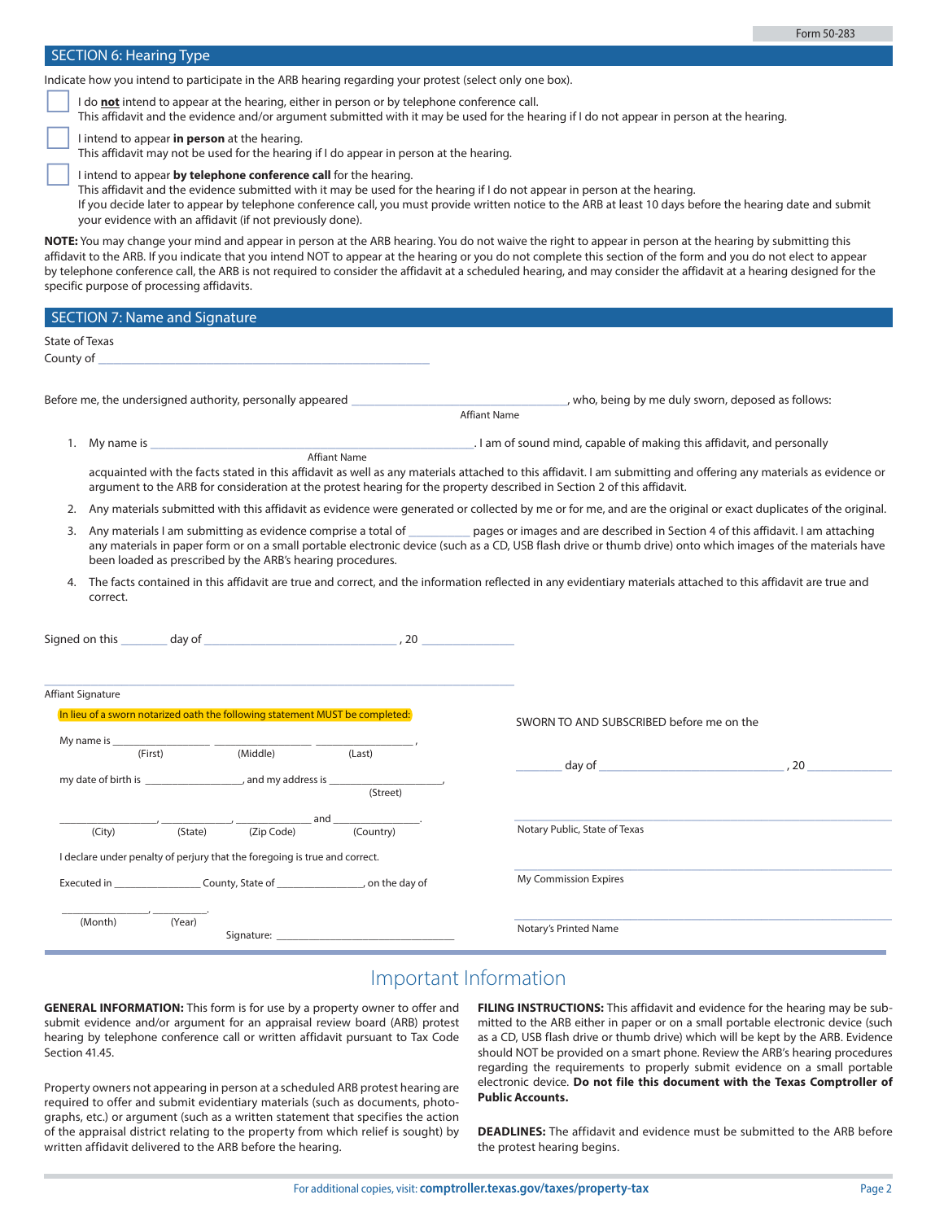## SECTION 6: Hearing Type

Indicate how you intend to participate in the ARB hearing regarding your protest (select only one box).

☐ I do **not** intend to appear at the hearing, either in person or by telephone conference call.
This affidavit and the evidence and/or argument submitted with it may be used for the hearing if I do not appear in person at the hearing.

☐ I intend to appear **in person** at the hearing.
This affidavit may not be used for the hearing if I do appear in person at the hearing.

☐ I intend to appear **by telephone conference call** for the hearing.
This affidavit and the evidence submitted with it may be used for the hearing if I do not appear in person at the hearing.
If you decide later to appear by telephone conference call, you must provide written notice to the ARB at least 10 days before the hearing date and submit your evidence with an affidavit (if not previously done).

**NOTE:** You may change your mind and appear in person at the ARB hearing. You do not waive the right to appear in person at the hearing by submitting this affidavit to the ARB. If you indicate that you intend NOT to appear at the hearing or you do not complete this section of the form and you do not elect to appear by telephone conference call, the ARB is not required to consider the affidavit at a scheduled hearing, and may consider the affidavit at a hearing designed for the specific purpose of processing affidavits.

## SECTION 7: Name and Signature

State of Texas
County of ____________________________________________

Before me, the undersigned authority, personally appeared ______________________________ (Affiant Name), who, being by me duly sworn, deposed as follows:

1. My name is ____________________________________________ (Affiant Name). I am of sound mind, capable of making this affidavit, and personally acquainted with the facts stated in this affidavit as well as any materials attached to this affidavit. I am submitting and offering any materials as evidence or argument to the ARB for consideration at the protest hearing for the property described in Section 2 of this affidavit.
2. Any materials submitted with this affidavit as evidence were generated or collected by me or for me, and are the original or exact duplicates of the original.
3. Any materials I am submitting as evidence comprise a total of __________ pages or images and are described in Section 4 of this affidavit. I am attaching any materials in paper form or on a small portable electronic device (such as a CD, USB flash drive or thumb drive) onto which images of the materials have been loaded as prescribed by the ARB's hearing procedures.
4. The facts contained in this affidavit are true and correct, and the information reflected in any evidentiary materials attached to this affidavit are true and correct.

Signed on this _______ day of ______________________________ , 20 ______________

______________________________________________________
Affiant Signature

In lieu of a sworn notarized oath the following statement MUST be completed:

My name is ________________ (First) ________________ (Middle) ________________ (Last),

my date of birth is ________________, and my address is ____________________ (Street),

________________ (City), ____________ (State), ____________ (Zip Code) and ______________ (Country).

I declare under penalty of perjury that the foregoing is true and correct.

Executed in ________________ County, State of ________________, on the day of

________________ (Month), __________ (Year).

Signature: ________________________________

SWORN TO AND SUBSCRIBED before me on the

_______ day of ______________________________ , 20 ______________

______________________________________________
Notary Public, State of Texas

______________________________________________
My Commission Expires

______________________________________________
Notary's Printed Name

## Important Information

**GENERAL INFORMATION:** This form is for use by a property owner to offer and submit evidence and/or argument for an appraisal review board (ARB) protest hearing by telephone conference call or written affidavit pursuant to Tax Code Section 41.45.

Property owners not appearing in person at a scheduled ARB protest hearing are required to offer and submit evidentiary materials (such as documents, photographs, etc.) or argument (such as a written statement that specifies the action of the appraisal district relating to the property from which relief is sought) by written affidavit delivered to the ARB before the hearing.

**FILING INSTRUCTIONS:** This affidavit and evidence for the hearing may be submitted to the ARB either in paper or on a small portable electronic device (such as a CD, USB flash drive or thumb drive) which will be kept by the ARB. Evidence should NOT be provided on a smart phone. Review the ARB's hearing procedures regarding the requirements to properly submit evidence on a small portable electronic device. **Do not file this document with the Texas Comptroller of Public Accounts.**

**DEADLINES:** The affidavit and evidence must be submitted to the ARB before the protest hearing begins.

For additional copies, visit: **comptroller.texas.gov/taxes/property-tax**